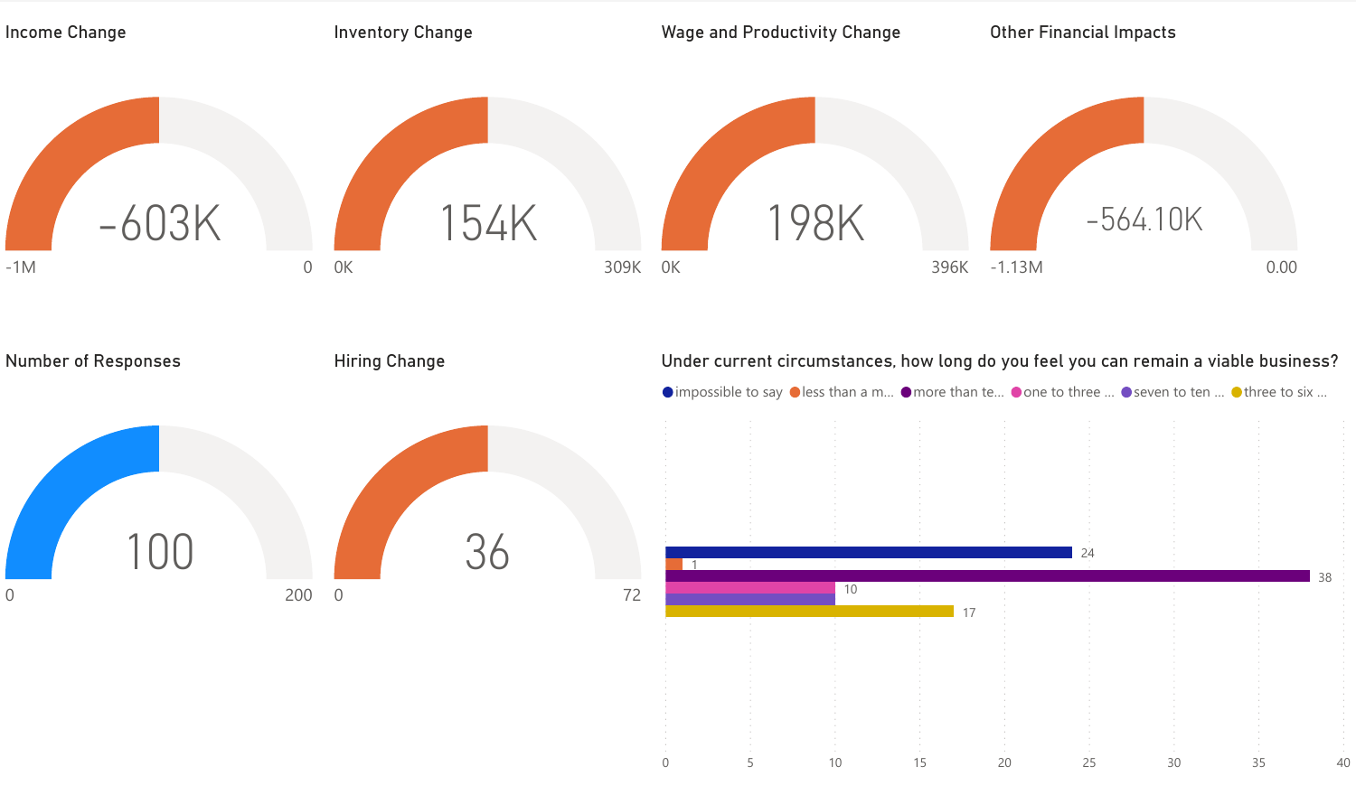## Income Change

-603K

-1M | 0

## Inventory Change

154K

0K | 309K

## Wage and Productivity Change

198K

0K | 396K

## Other Financial Impacts

-564.10K

-1.13M | 0.00

## Number of Responses

100

0 | 200

## Hiring Change

36

0 | 72

## Under current circumstances, how long do you feel you can remain a viable business?

| Response | Count |
| --- | --- |
| impossible to say | 24 |
| less than a m... | 1 |
| more than te... | 38 |
| one to three ... | 10 |
| seven to ten ... | 10 |
| three to six ... | 17 |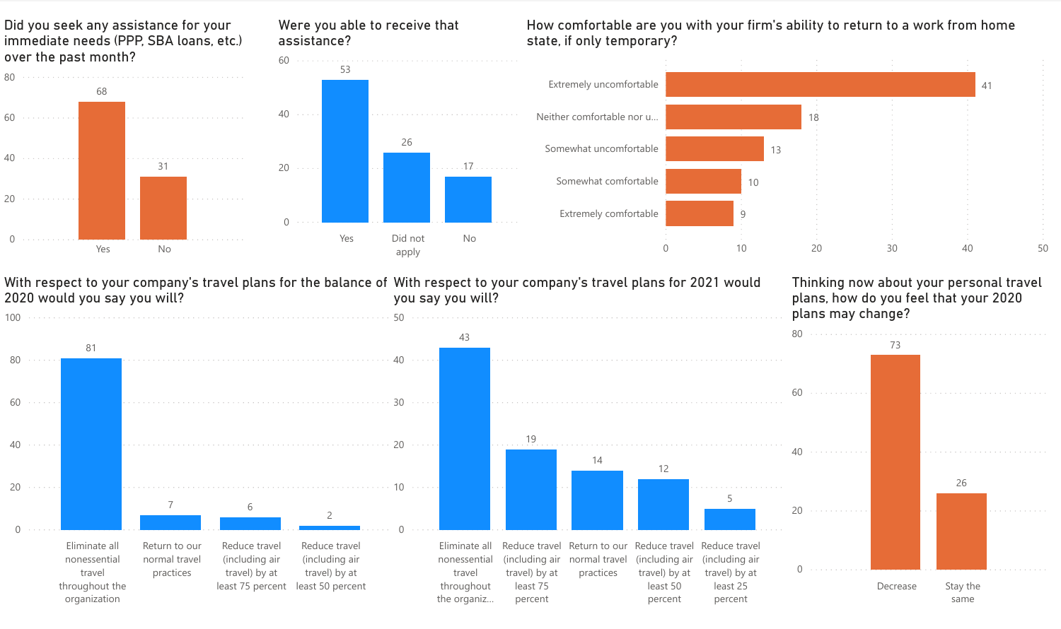Did you seek any assistance for your immediate needs (PPP, SBA loans, etc.) over the past month?

80
60
40
20
0

68
31

Yes
No

Were you able to receive that assistance?

60
40
20
0

53
26
17

Yes
Did not apply
No

How comfortable are you with your firm's ability to return to a work from home state, if only temporary?

Extremely uncomfortable
41
Neither comfortable nor u...
18
Somewhat uncomfortable
13
Somewhat comfortable
10
Extremely comfortable
9

0
10
20
30
40
50

With respect to your company's travel plans for the balance of 2020 would you say you will?

100
80
60
40
20
0

81
7
6
2

Eliminate all nonessential travel throughout the organization
Return to our normal travel practices
Reduce travel (including air travel) by at least 75 percent
Reduce travel (including air travel) by at least 50 percent

With respect to your company's travel plans for 2021 would you say you will?

50
40
30
20
10
0

43
19
14
12
5

Eliminate all nonessential travel throughout the organiz...
Reduce travel (including air travel) by at least 75 percent
Return to our normal travel practices
Reduce travel (including air travel) by at least 50 percent
Reduce travel (including air travel) by at least 25 percent

Thinking now about your personal travel plans, how do you feel that your 2020 plans may change?

80
60
40
20
0

73
26

Decrease
Stay the same